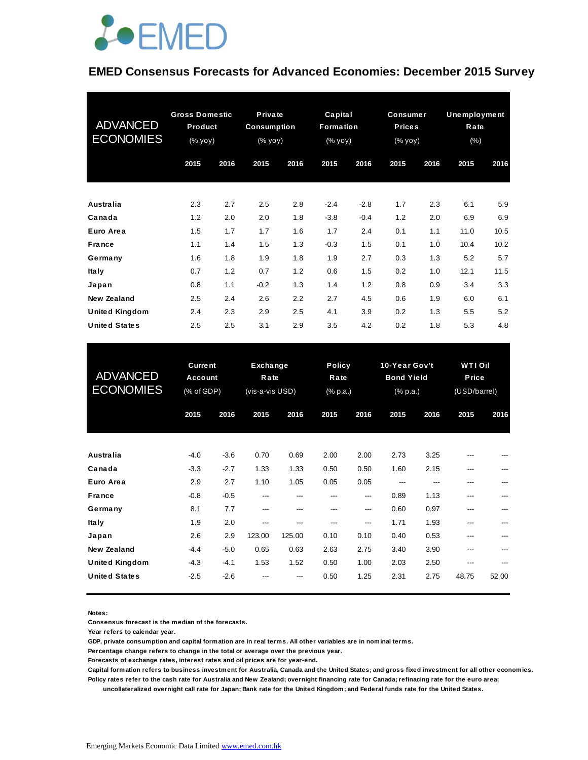EMED

# EMED Consensus Forecasts for Advanced Economies: December 2015 Survey

| ADVANCED ECONOMIES | Gross Domestic Product (% yoy) | | Private Consumption (% yoy) | | Capital Formation (% yoy) | | Consumer Prices (% yoy) | | Unemployment Rate (%) | |
|---|---|---|---|---|---|---|---|---|---|---|
| | 2015 | 2016 | 2015 | 2016 | 2015 | 2016 | 2015 | 2016 | 2015 | 2016 |
| Australia | 2.3 | 2.7 | 2.5 | 2.8 | -2.4 | -2.8 | 1.7 | 2.3 | 6.1 | 5.9 |
| Canada | 1.2 | 2.0 | 2.0 | 1.8 | -3.8 | -0.4 | 1.2 | 2.0 | 6.9 | 6.9 |
| Euro Area | 1.5 | 1.7 | 1.7 | 1.6 | 1.7 | 2.4 | 0.1 | 1.1 | 11.0 | 10.5 |
| France | 1.1 | 1.4 | 1.5 | 1.3 | -0.3 | 1.5 | 0.1 | 1.0 | 10.4 | 10.2 |
| Germany | 1.6 | 1.8 | 1.9 | 1.8 | 1.9 | 2.7 | 0.3 | 1.3 | 5.2 | 5.7 |
| Italy | 0.7 | 1.2 | 0.7 | 1.2 | 0.6 | 1.5 | 0.2 | 1.0 | 12.1 | 11.5 |
| Japan | 0.8 | 1.1 | -0.2 | 1.3 | 1.4 | 1.2 | 0.8 | 0.9 | 3.4 | 3.3 |
| New Zealand | 2.5 | 2.4 | 2.6 | 2.2 | 2.7 | 4.5 | 0.6 | 1.9 | 6.0 | 6.1 |
| United Kingdom | 2.4 | 2.3 | 2.9 | 2.5 | 4.1 | 3.9 | 0.2 | 1.3 | 5.5 | 5.2 |
| United States | 2.5 | 2.5 | 3.1 | 2.9 | 3.5 | 4.2 | 0.2 | 1.8 | 5.3 | 4.8 |

| ADVANCED ECONOMIES | Current Account (% of GDP) | | Exchange Rate (vis-a-vis USD) | | Policy Rate (% p.a.) | | 10-Year Gov't Bond Yield (% p.a.) | | WTI Oil Price (USD/barrel) | |
|---|---|---|---|---|---|---|---|---|---|---|
| | 2015 | 2016 | 2015 | 2016 | 2015 | 2016 | 2015 | 2016 | 2015 | 2016 |
| Australia | -4.0 | -3.6 | 0.70 | 0.69 | 2.00 | 2.00 | 2.73 | 3.25 | --- | --- |
| Canada | -3.3 | -2.7 | 1.33 | 1.33 | 0.50 | 0.50 | 1.60 | 2.15 | --- | --- |
| Euro Area | 2.9 | 2.7 | 1.10 | 1.05 | 0.05 | 0.05 | --- | --- | --- | --- |
| France | -0.8 | -0.5 | --- | --- | --- | --- | 0.89 | 1.13 | --- | --- |
| Germany | 8.1 | 7.7 | --- | --- | --- | --- | 0.60 | 0.97 | --- | --- |
| Italy | 1.9 | 2.0 | --- | --- | --- | --- | 1.71 | 1.93 | --- | --- |
| Japan | 2.6 | 2.9 | 123.00 | 125.00 | 0.10 | 0.10 | 0.40 | 0.53 | --- | --- |
| New Zealand | -4.4 | -5.0 | 0.65 | 0.63 | 2.63 | 2.75 | 3.40 | 3.90 | --- | --- |
| United Kingdom | -4.3 | -4.1 | 1.53 | 1.52 | 0.50 | 1.00 | 2.03 | 2.50 | --- | --- |
| United States | -2.5 | -2.6 | --- | --- | 0.50 | 1.25 | 2.31 | 2.75 | 48.75 | 52.00 |

**Notes:**

**Consensus forecast is the median of the forecasts.**

**Year refers to calendar year.**

**GDP, private consumption and capital formation are in real terms. All other variables are in nominal terms.**

**Percentage change refers to change in the total or average over the previous year.**

**Forecasts of exchange rates, interest rates and oil prices are for year-end.**

**Capital formation refers to business investment for Australia, Canada and the United States; and gross fixed investment for all other economies.**

**Policy rates refer to the cash rate for Australia and New Zealand; overnight financing rate for Canada; refinacing rate for the euro area; uncollateralized overnight call rate for Japan; Bank rate for the United Kingdom; and Federal funds rate for the United States.**

Emerging Markets Economic Data Limited www.emed.com.hk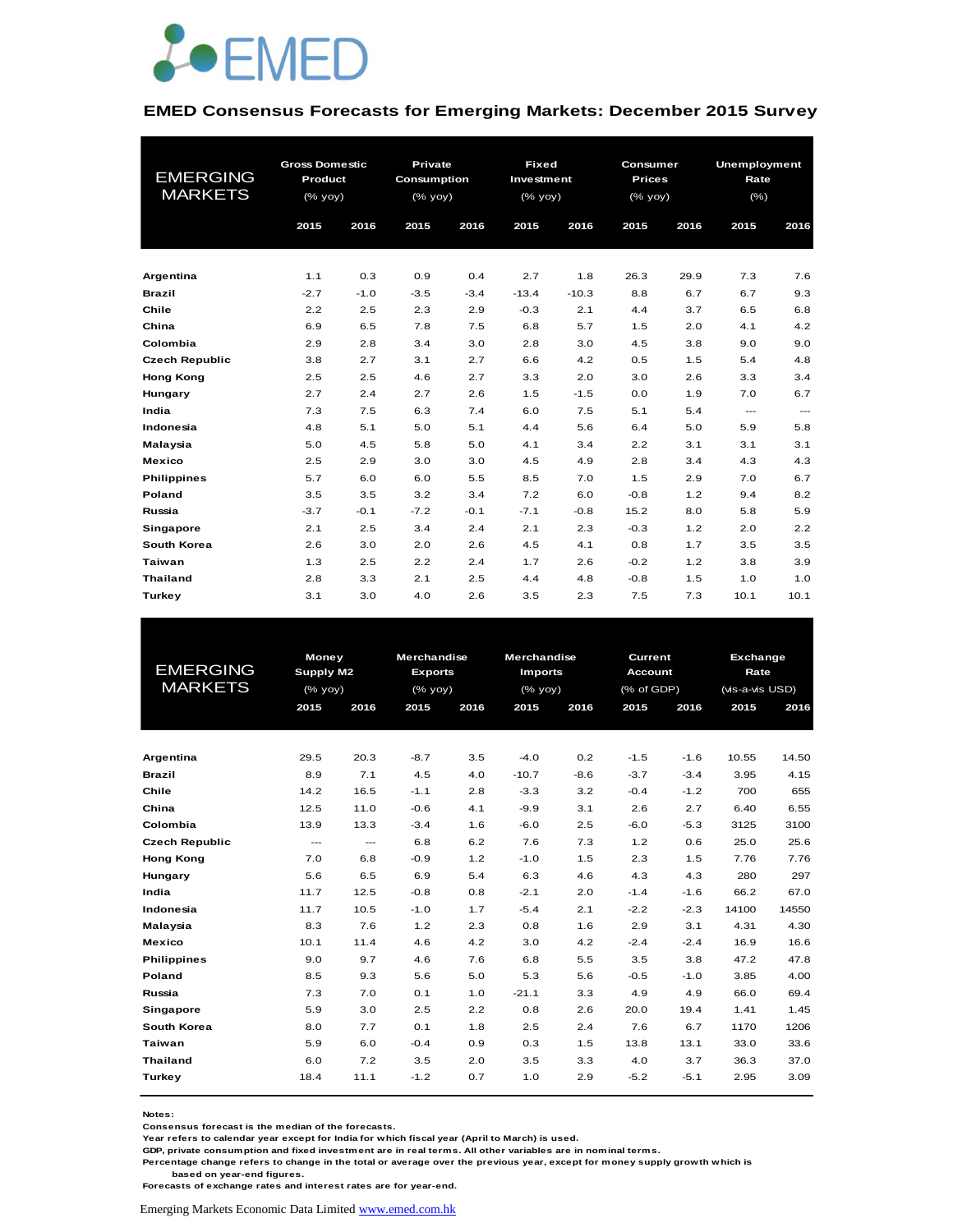EMED

## EMED Consensus Forecasts for Emerging Markets: December 2015 Survey

| EMERGING MARKETS | Gross Domestic Product (% yoy) | | Private Consumption (% yoy) | | Fixed Investment (% yoy) | | Consumer Prices (% yoy) | | Unemployment Rate (%) | |
|---|---|---|---|---|---|---|---|---|---|---|
| | 2015 | 2016 | 2015 | 2016 | 2015 | 2016 | 2015 | 2016 | 2015 | 2016 |
| **Argentina** | 1.1 | 0.3 | 0.9 | 0.4 | 2.7 | 1.8 | 26.3 | 29.9 | 7.3 | 7.6 |
| **Brazil** | -2.7 | -1.0 | -3.5 | -3.4 | -13.4 | -10.3 | 8.8 | 6.7 | 6.7 | 9.3 |
| **Chile** | 2.2 | 2.5 | 2.3 | 2.9 | -0.3 | 2.1 | 4.4 | 3.7 | 6.5 | 6.8 |
| **China** | 6.9 | 6.5 | 7.8 | 7.5 | 6.8 | 5.7 | 1.5 | 2.0 | 4.1 | 4.2 |
| **Colombia** | 2.9 | 2.8 | 3.4 | 3.0 | 2.8 | 3.0 | 4.5 | 3.8 | 9.0 | 9.0 |
| **Czech Republic** | 3.8 | 2.7 | 3.1 | 2.7 | 6.6 | 4.2 | 0.5 | 1.5 | 5.4 | 4.8 |
| **Hong Kong** | 2.5 | 2.5 | 4.6 | 2.7 | 3.3 | 2.0 | 3.0 | 2.6 | 3.3 | 3.4 |
| **Hungary** | 2.7 | 2.4 | 2.7 | 2.6 | 1.5 | -1.5 | 0.0 | 1.9 | 7.0 | 6.7 |
| **India** | 7.3 | 7.5 | 6.3 | 7.4 | 6.0 | 7.5 | 5.1 | 5.4 | --- | --- |
| **Indonesia** | 4.8 | 5.1 | 5.0 | 5.1 | 4.4 | 5.6 | 6.4 | 5.0 | 5.9 | 5.8 |
| **Malaysia** | 5.0 | 4.5 | 5.8 | 5.0 | 4.1 | 3.4 | 2.2 | 3.1 | 3.1 | 3.1 |
| **Mexico** | 2.5 | 2.9 | 3.0 | 3.0 | 4.5 | 4.9 | 2.8 | 3.4 | 4.3 | 4.3 |
| **Philippines** | 5.7 | 6.0 | 6.0 | 5.5 | 8.5 | 7.0 | 1.5 | 2.9 | 7.0 | 6.7 |
| **Poland** | 3.5 | 3.5 | 3.2 | 3.4 | 7.2 | 6.0 | -0.8 | 1.2 | 9.4 | 8.2 |
| **Russia** | -3.7 | -0.1 | -7.2 | -0.1 | -7.1 | -0.8 | 15.2 | 8.0 | 5.8 | 5.9 |
| **Singapore** | 2.1 | 2.5 | 3.4 | 2.4 | 2.1 | 2.3 | -0.3 | 1.2 | 2.0 | 2.2 |
| **South Korea** | 2.6 | 3.0 | 2.0 | 2.6 | 4.5 | 4.1 | 0.8 | 1.7 | 3.5 | 3.5 |
| **Taiwan** | 1.3 | 2.5 | 2.2 | 2.4 | 1.7 | 2.6 | -0.2 | 1.2 | 3.8 | 3.9 |
| **Thailand** | 2.8 | 3.3 | 2.1 | 2.5 | 4.4 | 4.8 | -0.8 | 1.5 | 1.0 | 1.0 |
| **Turkey** | 3.1 | 3.0 | 4.0 | 2.6 | 3.5 | 2.3 | 7.5 | 7.3 | 10.1 | 10.1 |

| EMERGING MARKETS | Money Supply M2 (% yoy) | | Merchandise Exports (% yoy) | | Merchandise Imports (% yoy) | | Current Account (% of GDP) | | Exchange Rate (vis-a-vis USD) | |
|---|---|---|---|---|---|---|---|---|---|---|
| | 2015 | 2016 | 2015 | 2016 | 2015 | 2016 | 2015 | 2016 | 2015 | 2016 |
| **Argentina** | 29.5 | 20.3 | -8.7 | 3.5 | -4.0 | 0.2 | -1.5 | -1.6 | 10.55 | 14.50 |
| **Brazil** | 8.9 | 7.1 | 4.5 | 4.0 | -10.7 | -8.6 | -3.7 | -3.4 | 3.95 | 4.15 |
| **Chile** | 14.2 | 16.5 | -1.1 | 2.8 | -3.3 | 3.2 | -0.4 | -1.2 | 700 | 655 |
| **China** | 12.5 | 11.0 | -0.6 | 4.1 | -9.9 | 3.1 | 2.6 | 2.7 | 6.40 | 6.55 |
| **Colombia** | 13.9 | 13.3 | -3.4 | 1.6 | -6.0 | 2.5 | -6.0 | -5.3 | 3125 | 3100 |
| **Czech Republic** | --- | --- | 6.8 | 6.2 | 7.6 | 7.3 | 1.2 | 0.6 | 25.0 | 25.6 |
| **Hong Kong** | 7.0 | 6.8 | -0.9 | 1.2 | -1.0 | 1.5 | 2.3 | 1.5 | 7.76 | 7.76 |
| **Hungary** | 5.6 | 6.5 | 6.9 | 5.4 | 6.3 | 4.6 | 4.3 | 4.3 | 280 | 297 |
| **India** | 11.7 | 12.5 | -0.8 | 0.8 | -2.1 | 2.0 | -1.4 | -1.6 | 66.2 | 67.0 |
| **Indonesia** | 11.7 | 10.5 | -1.0 | 1.7 | -5.4 | 2.1 | -2.2 | -2.3 | 14100 | 14550 |
| **Malaysia** | 8.3 | 7.6 | 1.2 | 2.3 | 0.8 | 1.6 | 2.9 | 3.1 | 4.31 | 4.30 |
| **Mexico** | 10.1 | 11.4 | 4.6 | 4.2 | 3.0 | 4.2 | -2.4 | -2.4 | 16.9 | 16.6 |
| **Philippines** | 9.0 | 9.7 | 4.6 | 7.6 | 6.8 | 5.5 | 3.5 | 3.8 | 47.2 | 47.8 |
| **Poland** | 8.5 | 9.3 | 5.6 | 5.0 | 5.3 | 5.6 | -0.5 | -1.0 | 3.85 | 4.00 |
| **Russia** | 7.3 | 7.0 | 0.1 | 1.0 | -21.1 | 3.3 | 4.9 | 4.9 | 66.0 | 69.4 |
| **Singapore** | 5.9 | 3.0 | 2.5 | 2.2 | 0.8 | 2.6 | 20.0 | 19.4 | 1.41 | 1.45 |
| **South Korea** | 8.0 | 7.7 | 0.1 | 1.8 | 2.5 | 2.4 | 7.6 | 6.7 | 1170 | 1206 |
| **Taiwan** | 5.9 | 6.0 | -0.4 | 0.9 | 0.3 | 1.5 | 13.8 | 13.1 | 33.0 | 33.6 |
| **Thailand** | 6.0 | 7.2 | 3.5 | 2.0 | 3.5 | 3.3 | 4.0 | 3.7 | 36.3 | 37.0 |
| **Turkey** | 18.4 | 11.1 | -1.2 | 0.7 | 1.0 | 2.9 | -5.2 | -5.1 | 2.95 | 3.09 |

**Notes:**
Consensus forecast is the median of the forecasts.
Year refers to calendar year except for India for which fiscal year (April to March) is used.
GDP, private consumption and fixed investment are in real terms. All other variables are in nominal terms.
Percentage change refers to change in the total or average over the previous year, except for money supply growth which is based on year-end figures.
Forecasts of exchange rates and interest rates are for year-end.

Emerging Markets Economic Data Limited www.emed.com.hk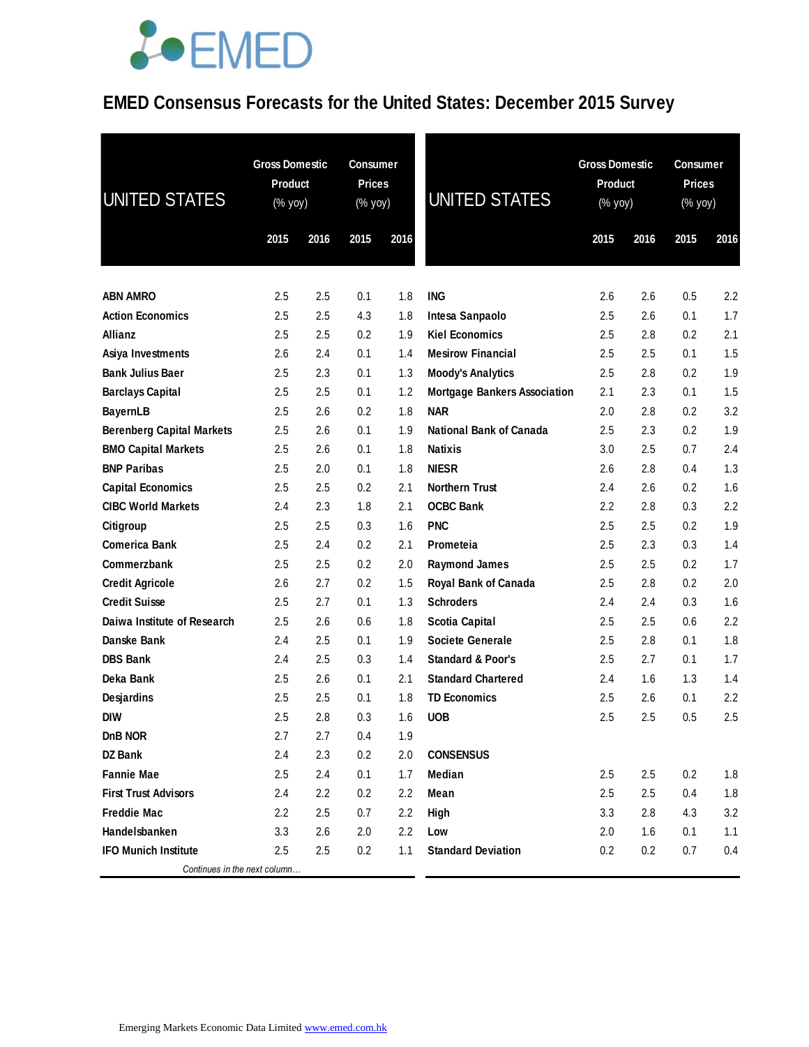# EMED Consensus Forecasts for the United States: December 2015 Survey

| UNITED STATES | Gross Domestic Product (% yoy) | | Consumer Prices (% yoy) | |
|---|---|---|---|---|
| | 2015 | 2016 | 2015 | 2016 |
| ABN AMRO | 2.5 | 2.5 | 0.1 | 1.8 |
| Action Economics | 2.5 | 2.5 | 4.3 | 1.8 |
| Allianz | 2.5 | 2.5 | 0.2 | 1.9 |
| Asiya Investments | 2.6 | 2.4 | 0.1 | 1.4 |
| Bank Julius Baer | 2.5 | 2.3 | 0.1 | 1.3 |
| Barclays Capital | 2.5 | 2.5 | 0.1 | 1.2 |
| BayernLB | 2.5 | 2.6 | 0.2 | 1.8 |
| Berenberg Capital Markets | 2.5 | 2.6 | 0.1 | 1.9 |
| BMO Capital Markets | 2.5 | 2.6 | 0.1 | 1.8 |
| BNP Paribas | 2.5 | 2.0 | 0.1 | 1.8 |
| Capital Economics | 2.5 | 2.5 | 0.2 | 2.1 |
| CIBC World Markets | 2.4 | 2.3 | 1.8 | 2.1 |
| Citigroup | 2.5 | 2.5 | 0.3 | 1.6 |
| Comerica Bank | 2.5 | 2.4 | 0.2 | 2.1 |
| Commerzbank | 2.5 | 2.5 | 0.2 | 2.0 |
| Credit Agricole | 2.6 | 2.7 | 0.2 | 1.5 |
| Credit Suisse | 2.5 | 2.7 | 0.1 | 1.3 |
| Daiwa Institute of Research | 2.5 | 2.6 | 0.6 | 1.8 |
| Danske Bank | 2.4 | 2.5 | 0.1 | 1.9 |
| DBS Bank | 2.4 | 2.5 | 0.3 | 1.4 |
| Deka Bank | 2.5 | 2.6 | 0.1 | 2.1 |
| Desjardins | 2.5 | 2.5 | 0.1 | 1.8 |
| DIW | 2.5 | 2.8 | 0.3 | 1.6 |
| DnB NOR | 2.7 | 2.7 | 0.4 | 1.9 |
| DZ Bank | 2.4 | 2.3 | 0.2 | 2.0 |
| Fannie Mae | 2.5 | 2.4 | 0.1 | 1.7 |
| First Trust Advisors | 2.4 | 2.2 | 0.2 | 2.2 |
| Freddie Mac | 2.2 | 2.5 | 0.7 | 2.2 |
| Handelsbanken | 3.3 | 2.6 | 2.0 | 2.2 |
| IFO Munich Institute | 2.5 | 2.5 | 0.2 | 1.1 |
| ING | 2.6 | 2.6 | 0.5 | 2.2 |
| Intesa Sanpaolo | 2.5 | 2.6 | 0.1 | 1.7 |
| Kiel Economics | 2.5 | 2.8 | 0.2 | 2.1 |
| Mesirow Financial | 2.5 | 2.5 | 0.1 | 1.5 |
| Moody's Analytics | 2.5 | 2.8 | 0.2 | 1.9 |
| Mortgage Bankers Association | 2.1 | 2.3 | 0.1 | 1.5 |
| NAR | 2.0 | 2.8 | 0.2 | 3.2 |
| National Bank of Canada | 2.5 | 2.3 | 0.2 | 1.9 |
| Natixis | 3.0 | 2.5 | 0.7 | 2.4 |
| NIESR | 2.6 | 2.8 | 0.4 | 1.3 |
| Northern Trust | 2.4 | 2.6 | 0.2 | 1.6 |
| OCBC Bank | 2.2 | 2.8 | 0.3 | 2.2 |
| PNC | 2.5 | 2.5 | 0.2 | 1.9 |
| Prometeia | 2.5 | 2.3 | 0.3 | 1.4 |
| Raymond James | 2.5 | 2.5 | 0.2 | 1.7 |
| Royal Bank of Canada | 2.5 | 2.8 | 0.2 | 2.0 |
| Schroders | 2.4 | 2.4 | 0.3 | 1.6 |
| Scotia Capital | 2.5 | 2.5 | 0.6 | 2.2 |
| Societe Generale | 2.5 | 2.8 | 0.1 | 1.8 |
| Standard & Poor's | 2.5 | 2.7 | 0.1 | 1.7 |
| Standard Chartered | 2.4 | 1.6 | 1.3 | 1.4 |
| TD Economics | 2.5 | 2.6 | 0.1 | 2.2 |
| UOB | 2.5 | 2.5 | 0.5 | 2.5 |
| **CONSENSUS** | | | | |
| Median | 2.5 | 2.5 | 0.2 | 1.8 |
| Mean | 2.5 | 2.5 | 0.4 | 1.8 |
| High | 3.3 | 2.8 | 4.3 | 3.2 |
| Low | 2.0 | 1.6 | 0.1 | 1.1 |
| Standard Deviation | 0.2 | 0.2 | 0.7 | 0.4 |

Emerging Markets Economic Data Limited www.emed.com.hk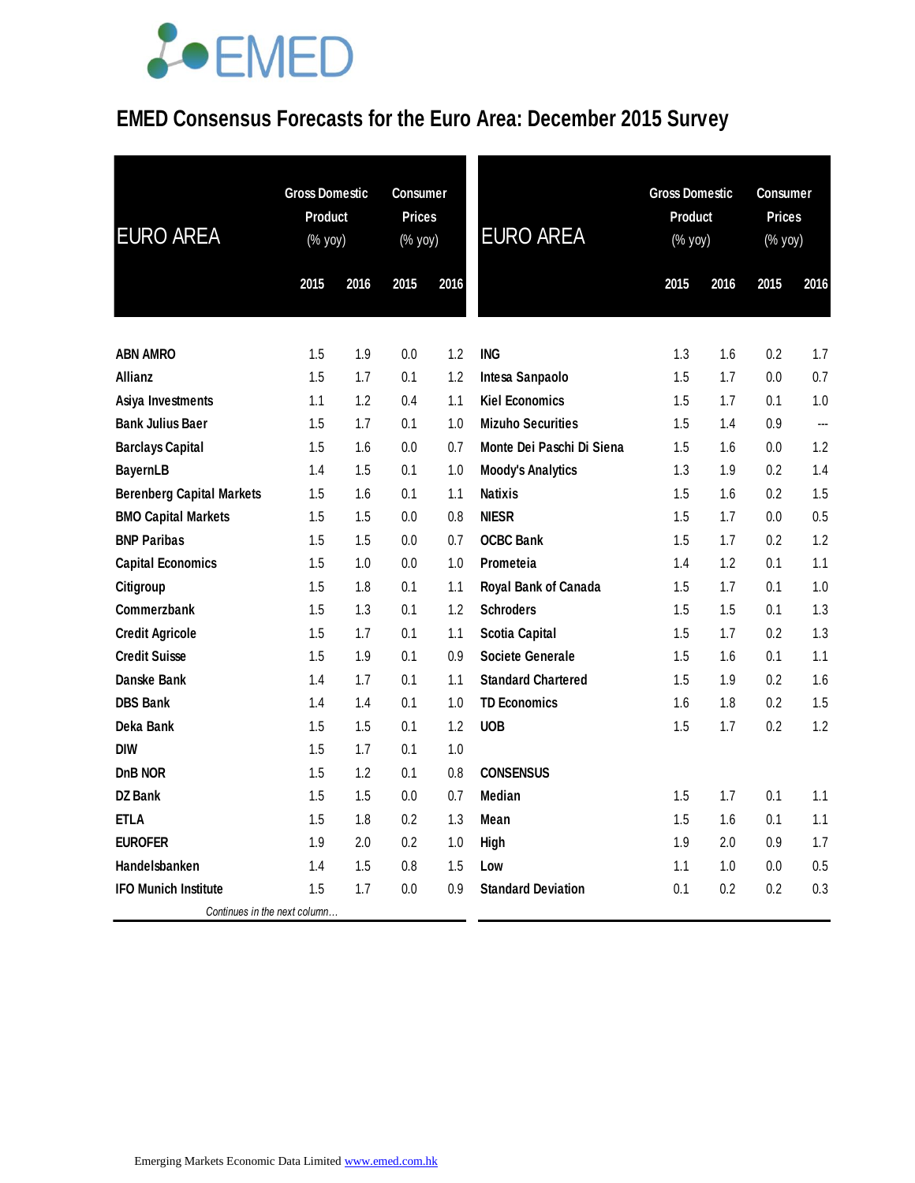# EMED Consensus Forecasts for the Euro Area: December 2015 Survey

| EURO AREA | Gross Domestic Product (% yoy) | | Consumer Prices (% yoy) | |
|---|---|---|---|---|
| | 2015 | 2016 | 2015 | 2016 |
| ABN AMRO | 1.5 | 1.9 | 0.0 | 1.2 |
| Allianz | 1.5 | 1.7 | 0.1 | 1.2 |
| Asiya Investments | 1.1 | 1.2 | 0.4 | 1.1 |
| Bank Julius Baer | 1.5 | 1.7 | 0.1 | 1.0 |
| Barclays Capital | 1.5 | 1.6 | 0.0 | 0.7 |
| BayernLB | 1.4 | 1.5 | 0.1 | 1.0 |
| Berenberg Capital Markets | 1.5 | 1.6 | 0.1 | 1.1 |
| BMO Capital Markets | 1.5 | 1.5 | 0.0 | 0.8 |
| BNP Paribas | 1.5 | 1.5 | 0.0 | 0.7 |
| Capital Economics | 1.5 | 1.0 | 0.0 | 1.0 |
| Citigroup | 1.5 | 1.8 | 0.1 | 1.1 |
| Commerzbank | 1.5 | 1.3 | 0.1 | 1.2 |
| Credit Agricole | 1.5 | 1.7 | 0.1 | 1.1 |
| Credit Suisse | 1.5 | 1.9 | 0.1 | 0.9 |
| Danske Bank | 1.4 | 1.7 | 0.1 | 1.1 |
| DBS Bank | 1.4 | 1.4 | 0.1 | 1.0 |
| Deka Bank | 1.5 | 1.5 | 0.1 | 1.2 |
| DIW | 1.5 | 1.7 | 0.1 | 1.0 |
| DnB NOR | 1.5 | 1.2 | 0.1 | 0.8 |
| DZ Bank | 1.5 | 1.5 | 0.0 | 0.7 |
| ETLA | 1.5 | 1.8 | 0.2 | 1.3 |
| EUROFER | 1.9 | 2.0 | 0.2 | 1.0 |
| Handelsbanken | 1.4 | 1.5 | 0.8 | 1.5 |
| IFO Munich Institute | 1.5 | 1.7 | 0.0 | 0.9 |
| ING | 1.3 | 1.6 | 0.2 | 1.7 |
| Intesa Sanpaolo | 1.5 | 1.7 | 0.0 | 0.7 |
| Kiel Economics | 1.5 | 1.7 | 0.1 | 1.0 |
| Mizuho Securities | 1.5 | 1.4 | 0.9 | --- |
| Monte Dei Paschi Di Siena | 1.5 | 1.6 | 0.0 | 1.2 |
| Moody's Analytics | 1.3 | 1.9 | 0.2 | 1.4 |
| Natixis | 1.5 | 1.6 | 0.2 | 1.5 |
| NIESR | 1.5 | 1.7 | 0.0 | 0.5 |
| OCBC Bank | 1.5 | 1.7 | 0.2 | 1.2 |
| Prometeia | 1.4 | 1.2 | 0.1 | 1.1 |
| Royal Bank of Canada | 1.5 | 1.7 | 0.1 | 1.0 |
| Schroders | 1.5 | 1.5 | 0.1 | 1.3 |
| Scotia Capital | 1.5 | 1.7 | 0.2 | 1.3 |
| Societe Generale | 1.5 | 1.6 | 0.1 | 1.1 |
| Standard Chartered | 1.5 | 1.9 | 0.2 | 1.6 |
| TD Economics | 1.6 | 1.8 | 0.2 | 1.5 |
| UOB | 1.5 | 1.7 | 0.2 | 1.2 |
| **CONSENSUS** | | | | |
| Median | 1.5 | 1.7 | 0.1 | 1.1 |
| Mean | 1.5 | 1.6 | 0.1 | 1.1 |
| High | 1.9 | 2.0 | 0.9 | 1.7 |
| Low | 1.1 | 1.0 | 0.0 | 0.5 |
| Standard Deviation | 0.1 | 0.2 | 0.2 | 0.3 |

*Continues in the next column…*

Emerging Markets Economic Data Limited www.emed.com.hk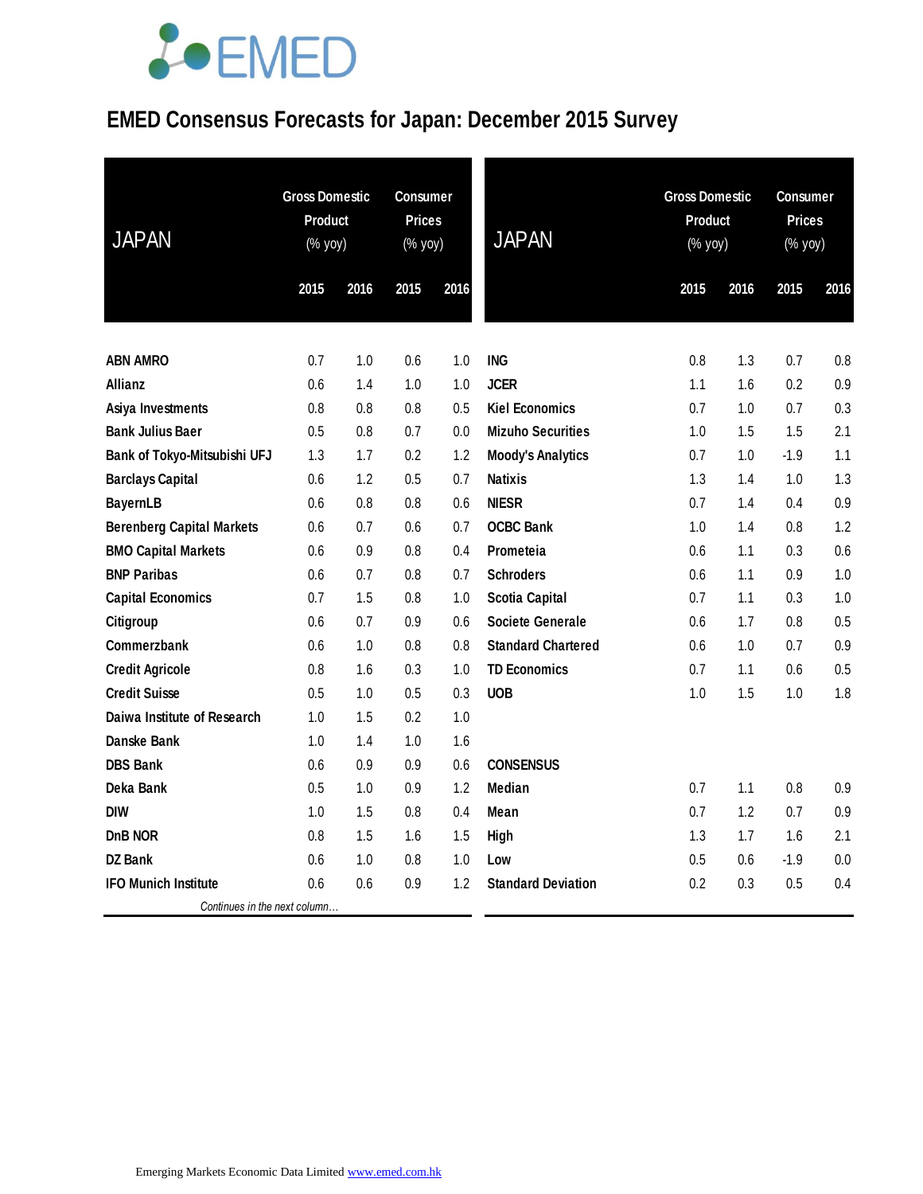EMED

# EMED Consensus Forecasts for Japan: December 2015 Survey

| JAPAN | Gross Domestic Product (% yoy) | | Consumer Prices (% yoy) | |
|---|---|---|---|---|
| | 2015 | 2016 | 2015 | 2016 |
| **ABN AMRO** | 0.7 | 1.0 | 0.6 | 1.0 |
| **Allianz** | 0.6 | 1.4 | 1.0 | 1.0 |
| **Asiya Investments** | 0.8 | 0.8 | 0.8 | 0.5 |
| **Bank Julius Baer** | 0.5 | 0.8 | 0.7 | 0.0 |
| **Bank of Tokyo-Mitsubishi UFJ** | 1.3 | 1.7 | 0.2 | 1.2 |
| **Barclays Capital** | 0.6 | 1.2 | 0.5 | 0.7 |
| **BayernLB** | 0.6 | 0.8 | 0.8 | 0.6 |
| **Berenberg Capital Markets** | 0.6 | 0.7 | 0.6 | 0.7 |
| **BMO Capital Markets** | 0.6 | 0.9 | 0.8 | 0.4 |
| **BNP Paribas** | 0.6 | 0.7 | 0.8 | 0.7 |
| **Capital Economics** | 0.7 | 1.5 | 0.8 | 1.0 |
| **Citigroup** | 0.6 | 0.7 | 0.9 | 0.6 |
| **Commerzbank** | 0.6 | 1.0 | 0.8 | 0.8 |
| **Credit Agricole** | 0.8 | 1.6 | 0.3 | 1.0 |
| **Credit Suisse** | 0.5 | 1.0 | 0.5 | 0.3 |
| **Daiwa Institute of Research** | 1.0 | 1.5 | 0.2 | 1.0 |
| **Danske Bank** | 1.0 | 1.4 | 1.0 | 1.6 |
| **DBS Bank** | 0.6 | 0.9 | 0.9 | 0.6 |
| **Deka Bank** | 0.5 | 1.0 | 0.9 | 1.2 |
| **DIW** | 1.0 | 1.5 | 0.8 | 0.4 |
| **DnB NOR** | 0.8 | 1.5 | 1.6 | 1.5 |
| **DZ Bank** | 0.6 | 1.0 | 0.8 | 1.0 |
| **IFO Munich Institute** | 0.6 | 0.6 | 0.9 | 1.2 |
| **ING** | 0.8 | 1.3 | 0.7 | 0.8 |
| **JCER** | 1.1 | 1.6 | 0.2 | 0.9 |
| **Kiel Economics** | 0.7 | 1.0 | 0.7 | 0.3 |
| **Mizuho Securities** | 1.0 | 1.5 | 1.5 | 2.1 |
| **Moody's Analytics** | 0.7 | 1.0 | -1.9 | 1.1 |
| **Natixis** | 1.3 | 1.4 | 1.0 | 1.3 |
| **NIESR** | 0.7 | 1.4 | 0.4 | 0.9 |
| **OCBC Bank** | 1.0 | 1.4 | 0.8 | 1.2 |
| **Prometeia** | 0.6 | 1.1 | 0.3 | 0.6 |
| **Schroders** | 0.6 | 1.1 | 0.9 | 1.0 |
| **Scotia Capital** | 0.7 | 1.1 | 0.3 | 1.0 |
| **Societe Generale** | 0.6 | 1.7 | 0.8 | 0.5 |
| **Standard Chartered** | 0.6 | 1.0 | 0.7 | 0.9 |
| **TD Economics** | 0.7 | 1.1 | 0.6 | 0.5 |
| **UOB** | 1.0 | 1.5 | 1.0 | 1.8 |
| **CONSENSUS** | | | | |
| **Median** | 0.7 | 1.1 | 0.8 | 0.9 |
| **Mean** | 0.7 | 1.2 | 0.7 | 0.9 |
| **High** | 1.3 | 1.7 | 1.6 | 2.1 |
| **Low** | 0.5 | 0.6 | -1.9 | 0.0 |
| **Standard Deviation** | 0.2 | 0.3 | 0.5 | 0.4 |

*Continues in the next column…*

Emerging Markets Economic Data Limited www.emed.com.hk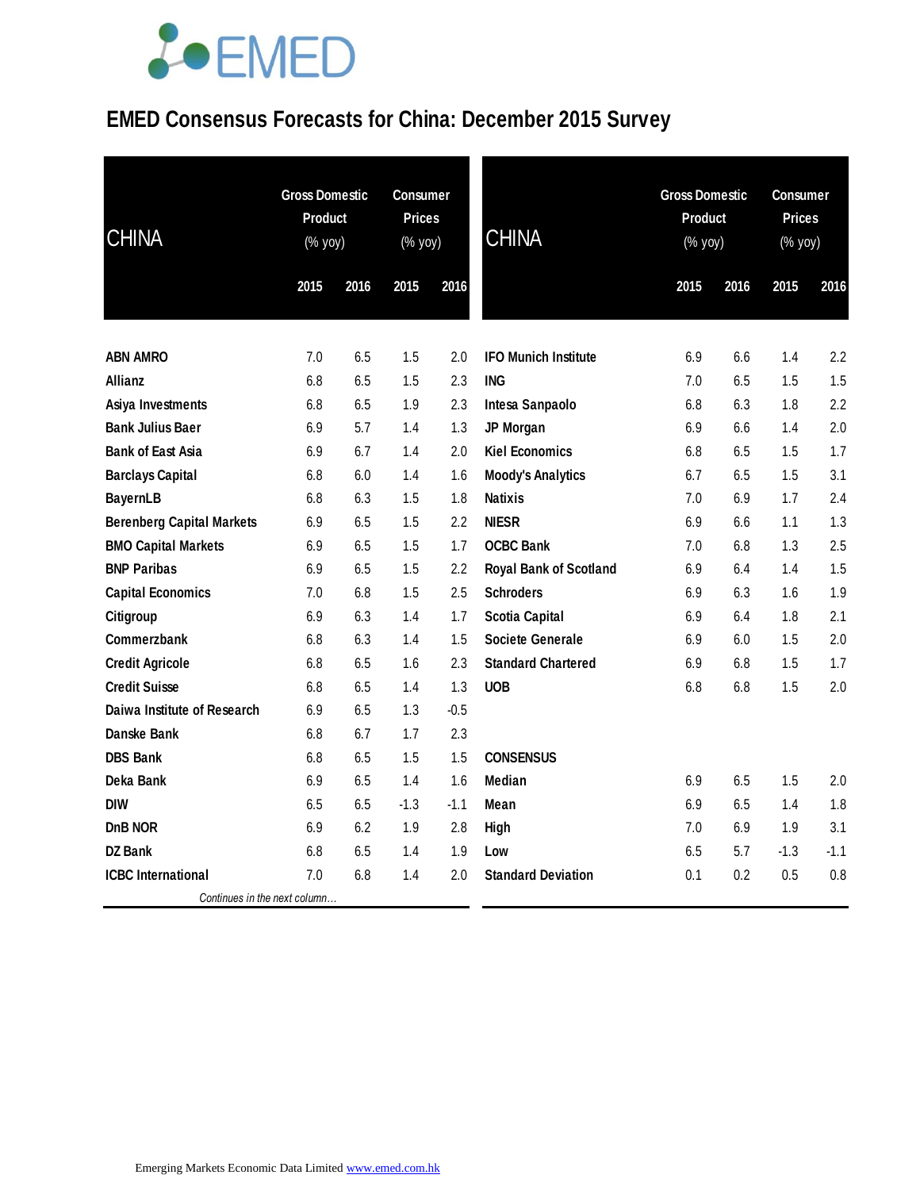# EMED Consensus Forecasts for China: December 2015 Survey

| CHINA | Gross Domestic Product (% yoy) | | Consumer Prices (% yoy) | |
|---|---|---|---|---|
| | 2015 | 2016 | 2015 | 2016 |
| **ABN AMRO** | 7.0 | 6.5 | 1.5 | 2.0 |
| **Allianz** | 6.8 | 6.5 | 1.5 | 2.3 |
| **Asiya Investments** | 6.8 | 6.5 | 1.9 | 2.3 |
| **Bank Julius Baer** | 6.9 | 5.7 | 1.4 | 1.3 |
| **Bank of East Asia** | 6.9 | 6.7 | 1.4 | 2.0 |
| **Barclays Capital** | 6.8 | 6.0 | 1.4 | 1.6 |
| **BayernLB** | 6.8 | 6.3 | 1.5 | 1.8 |
| **Berenberg Capital Markets** | 6.9 | 6.5 | 1.5 | 2.2 |
| **BMO Capital Markets** | 6.9 | 6.5 | 1.5 | 1.7 |
| **BNP Paribas** | 6.9 | 6.5 | 1.5 | 2.2 |
| **Capital Economics** | 7.0 | 6.8 | 1.5 | 2.5 |
| **Citigroup** | 6.9 | 6.3 | 1.4 | 1.7 |
| **Commerzbank** | 6.8 | 6.3 | 1.4 | 1.5 |
| **Credit Agricole** | 6.8 | 6.5 | 1.6 | 2.3 |
| **Credit Suisse** | 6.8 | 6.5 | 1.4 | 1.3 |
| **Daiwa Institute of Research** | 6.9 | 6.5 | 1.3 | -0.5 |
| **Danske Bank** | 6.8 | 6.7 | 1.7 | 2.3 |
| **DBS Bank** | 6.8 | 6.5 | 1.5 | 1.5 |
| **Deka Bank** | 6.9 | 6.5 | 1.4 | 1.6 |
| **DIW** | 6.5 | 6.5 | -1.3 | -1.1 |
| **DnB NOR** | 6.9 | 6.2 | 1.9 | 2.8 |
| **DZ Bank** | 6.8 | 6.5 | 1.4 | 1.9 |
| **ICBC International** | 7.0 | 6.8 | 1.4 | 2.0 |
| **IFO Munich Institute** | 6.9 | 6.6 | 1.4 | 2.2 |
| **ING** | 7.0 | 6.5 | 1.5 | 1.5 |
| **Intesa Sanpaolo** | 6.8 | 6.3 | 1.8 | 2.2 |
| **JP Morgan** | 6.9 | 6.6 | 1.4 | 2.0 |
| **Kiel Economics** | 6.8 | 6.5 | 1.5 | 1.7 |
| **Moody's Analytics** | 6.7 | 6.5 | 1.5 | 3.1 |
| **Natixis** | 7.0 | 6.9 | 1.7 | 2.4 |
| **NIESR** | 6.9 | 6.6 | 1.1 | 1.3 |
| **OCBC Bank** | 7.0 | 6.8 | 1.3 | 2.5 |
| **Royal Bank of Scotland** | 6.9 | 6.4 | 1.4 | 1.5 |
| **Schroders** | 6.9 | 6.3 | 1.6 | 1.9 |
| **Scotia Capital** | 6.9 | 6.4 | 1.8 | 2.1 |
| **Societe Generale** | 6.9 | 6.0 | 1.5 | 2.0 |
| **Standard Chartered** | 6.9 | 6.8 | 1.5 | 1.7 |
| **UOB** | 6.8 | 6.8 | 1.5 | 2.0 |
| **CONSENSUS** | | | | |
| **Median** | 6.9 | 6.5 | 1.5 | 2.0 |
| **Mean** | 6.9 | 6.5 | 1.4 | 1.8 |
| **High** | 7.0 | 6.9 | 1.9 | 3.1 |
| **Low** | 6.5 | 5.7 | -1.3 | -1.1 |
| **Standard Deviation** | 0.1 | 0.2 | 0.5 | 0.8 |

*Continues in the next column…*

Emerging Markets Economic Data Limited www.emed.com.hk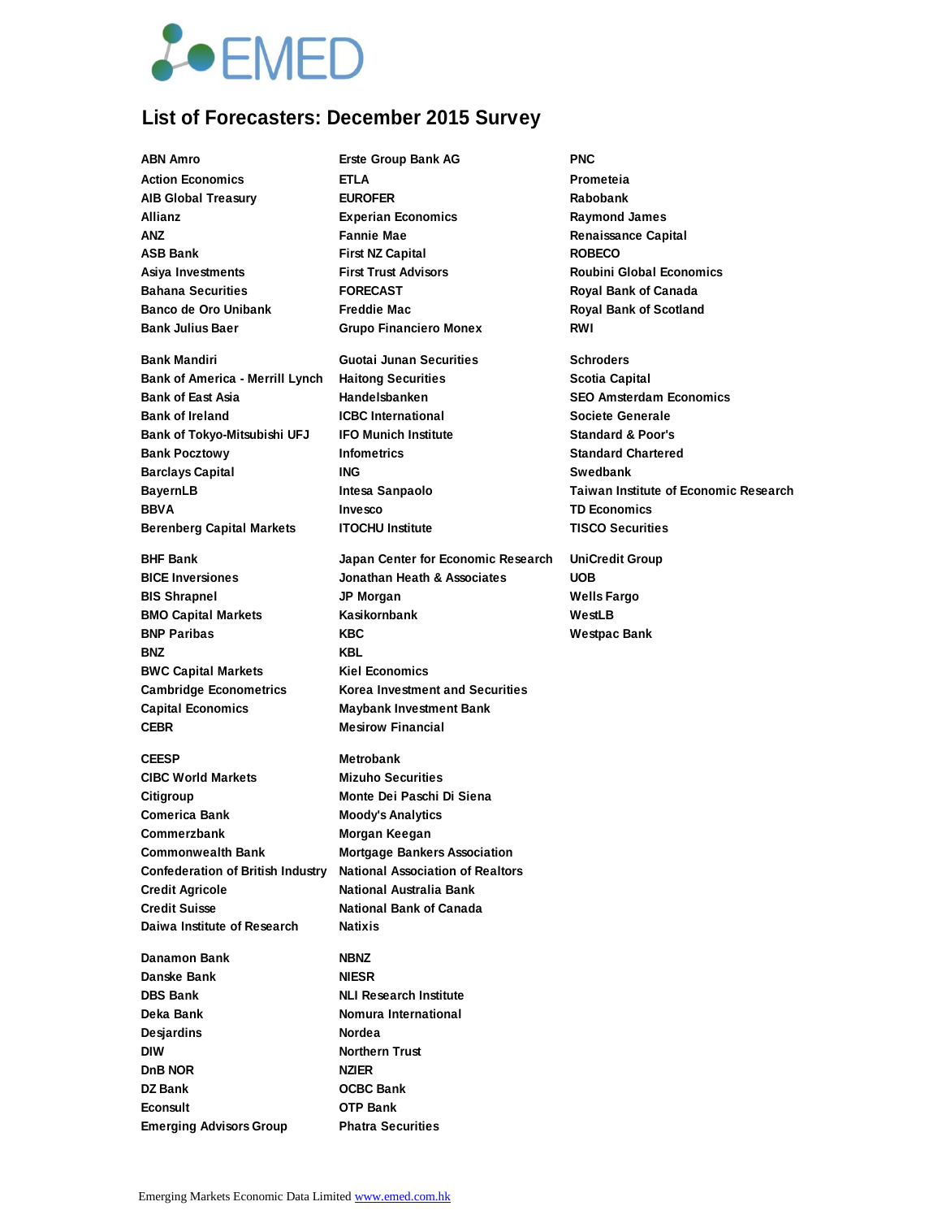EMED

## List of Forecasters: December 2015 Survey

ABN Amro
Action Economics
AIB Global Treasury
Allianz
ANZ
ASB Bank
Asiya Investments
Bahana Securities
Banco de Oro Unibank
Bank Julius Baer

Bank Mandiri
Bank of America - Merrill Lynch
Bank of East Asia
Bank of Ireland
Bank of Tokyo-Mitsubishi UFJ
Bank Pocztowy
Barclays Capital
BayernLB
BBVA
Berenberg Capital Markets

BHF Bank
BICE Inversiones
BIS Shrapnel
BMO Capital Markets
BNP Paribas
BNZ
BWC Capital Markets
Cambridge Econometrics
Capital Economics
CEBR

CEESP
CIBC World Markets
Citigroup
Comerica Bank
Commerzbank
Commonwealth Bank
Confederation of British Industry
Credit Agricole
Credit Suisse
Daiwa Institute of Research

Danamon Bank
Danske Bank
DBS Bank
Deka Bank
Desjardins
DIW
DnB NOR
DZ Bank
Econsult
Emerging Advisors Group

Erste Group Bank AG
ETLA
EUROFER
Experian Economics
Fannie Mae
First NZ Capital
First Trust Advisors
FORECAST
Freddie Mac
Grupo Financiero Monex

Guotai Junan Securities
Haitong Securities
Handelsbanken
ICBC International
IFO Munich Institute
Infometrics
ING
Intesa Sanpaolo
Invesco
ITOCHU Institute

Japan Center for Economic Research
Jonathan Heath & Associates
JP Morgan
Kasikornbank
KBC
KBL
Kiel Economics
Korea Investment and Securities
Maybank Investment Bank
Mesirow Financial

Metrobank
Mizuho Securities
Monte Dei Paschi Di Siena
Moody's Analytics
Morgan Keegan
Mortgage Bankers Association
National Association of Realtors
National Australia Bank
National Bank of Canada
Natixis

NBNZ
NIESR
NLI Research Institute
Nomura International
Nordea
Northern Trust
NZIER
OCBC Bank
OTP Bank
Phatra Securities

PNC
Prometeia
Rabobank
Raymond James
Renaissance Capital
ROBECO
Roubini Global Economics
Royal Bank of Canada
Royal Bank of Scotland
RWI

Schroders
Scotia Capital
SEO Amsterdam Economics
Societe Generale
Standard & Poor's
Standard Chartered
Swedbank
Taiwan Institute of Economic Research
TD Economics
TISCO Securities

UniCredit Group
UOB
Wells Fargo
WestLB
Westpac Bank

Emerging Markets Economic Data Limited www.emed.com.hk